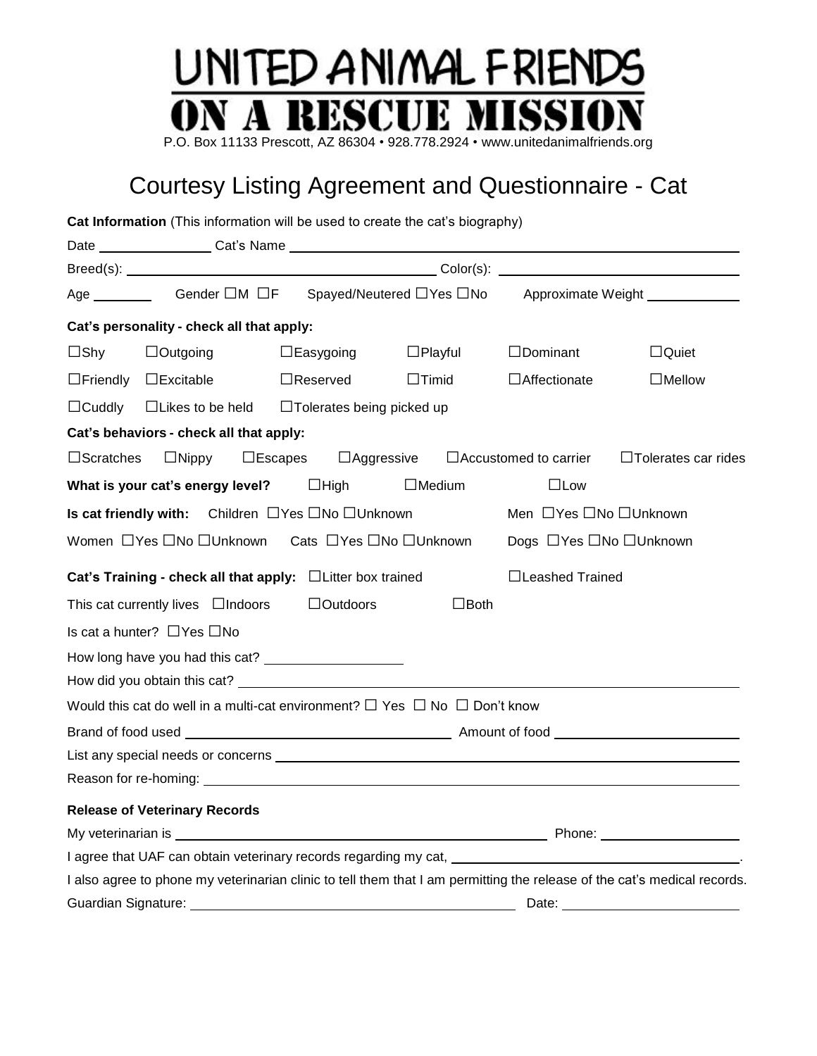# UNITED ANIMAL FRIENDS

# ON A RESCUE MISSION

P.O. Box 11133 Prescott, AZ 86304 • 928.778.2924 • www.unitedanimalfriends.org

## Courtesy Listing Agreement and Questionnaire - Cat

**Cat Information** (This information will be used to create the cat's biography)

Date ______________ Cat's Name ______________________________________________

Breed(s): ______________________________ Color(s): ______________________________

Age ________ Gender ☐M ☐F Spayed/Neutered ☐Yes ☐No Approximate Weight ____________

**Cat's personality - check all that apply:**

☐Shy ☐Outgoing ☐Easygoing ☐Playful ☐Dominant ☐Quiet

☐Friendly ☐Excitable ☐Reserved ☐Timid ☐Affectionate ☐Mellow

☐Cuddly ☐Likes to be held ☐Tolerates being picked up

**Cat's behaviors - check all that apply:**

☐Scratches ☐Nippy ☐Escapes ☐Aggressive ☐Accustomed to carrier ☐Tolerates car rides

**What is your cat's energy level?** ☐High ☐Medium ☐Low

**Is cat friendly with:** Children ☐Yes ☐No ☐Unknown Men ☐Yes ☐No ☐Unknown

Women ☐Yes ☐No ☐Unknown Cats ☐Yes ☐No ☐Unknown Dogs ☐Yes ☐No ☐Unknown

**Cat's Training - check all that apply:** ☐Litter box trained ☐Leashed Trained

This cat currently lives ☐Indoors ☐Outdoors ☐Both

Is cat a hunter? ☐Yes ☐No

How long have you had this cat? ________________

How did you obtain this cat? ______________________________________________

Would this cat do well in a multi-cat environment? ☐ Yes ☐ No ☐ Don't know

Brand of food used ______________________________ Amount of food ______________________

List any special needs or concerns ______________________________________________

Reason for re-homing: ______________________________________________

**Release of Veterinary Records**

My veterinarian is ______________________________________________ Phone: ________________

I agree that UAF can obtain veterinary records regarding my cat, ______________________________.

I also agree to phone my veterinarian clinic to tell them that I am permitting the release of the cat's medical records.

Guardian Signature: ______________________________________ Date: ______________________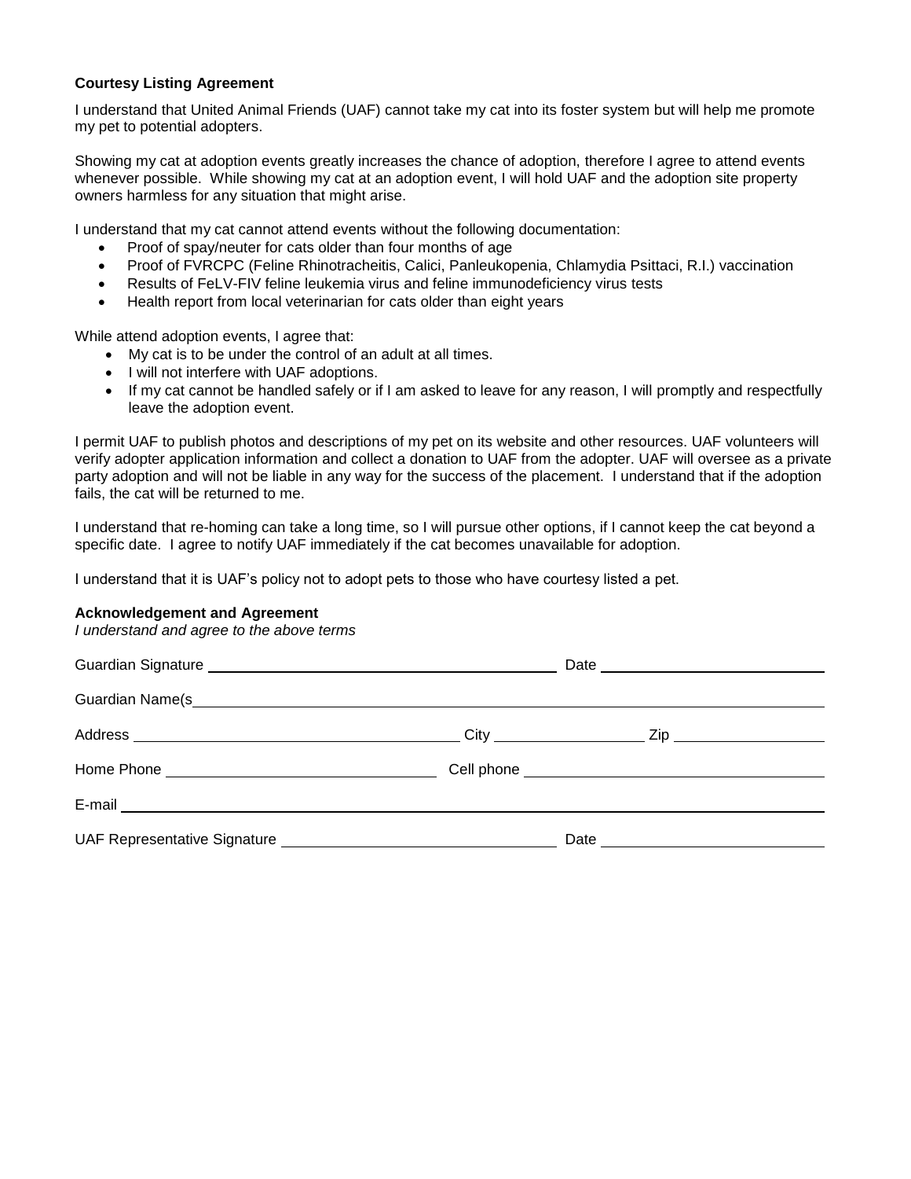**Courtesy Listing Agreement**

I understand that United Animal Friends (UAF) cannot take my cat into its foster system but will help me promote my pet to potential adopters.

Showing my cat at adoption events greatly increases the chance of adoption, therefore I agree to attend events whenever possible. While showing my cat at an adoption event, I will hold UAF and the adoption site property owners harmless for any situation that might arise.

I understand that my cat cannot attend events without the following documentation:

- Proof of spay/neuter for cats older than four months of age
- Proof of FVRCPC (Feline Rhinotracheitis, Calici, Panleukopenia, Chlamydia Psittaci, R.I.) vaccination
- Results of FeLV-FIV feline leukemia virus and feline immunodeficiency virus tests
- Health report from local veterinarian for cats older than eight years

While attend adoption events, I agree that:

- My cat is to be under the control of an adult at all times.
- I will not interfere with UAF adoptions.
- If my cat cannot be handled safely or if I am asked to leave for any reason, I will promptly and respectfully leave the adoption event.

I permit UAF to publish photos and descriptions of my pet on its website and other resources. UAF volunteers will verify adopter application information and collect a donation to UAF from the adopter. UAF will oversee as a private party adoption and will not be liable in any way for the success of the placement. I understand that if the adoption fails, the cat will be returned to me.

I understand that re-homing can take a long time, so I will pursue other options, if I cannot keep the cat beyond a specific date. I agree to notify UAF immediately if the cat becomes unavailable for adoption.

I understand that it is UAF's policy not to adopt pets to those who have courtesy listed a pet.

**Acknowledgement and Agreement**

*I understand and agree to the above terms*

Guardian Signature ______________________________ Date ____________________

Guardian Name(s______________________________________________________

Address ____________________________ City ______________ Zip ______________

Home Phone ________________________ Cell phone __________________________

E-mail ____________________________________________________________

UAF Representative Signature ________________________ Date ____________________